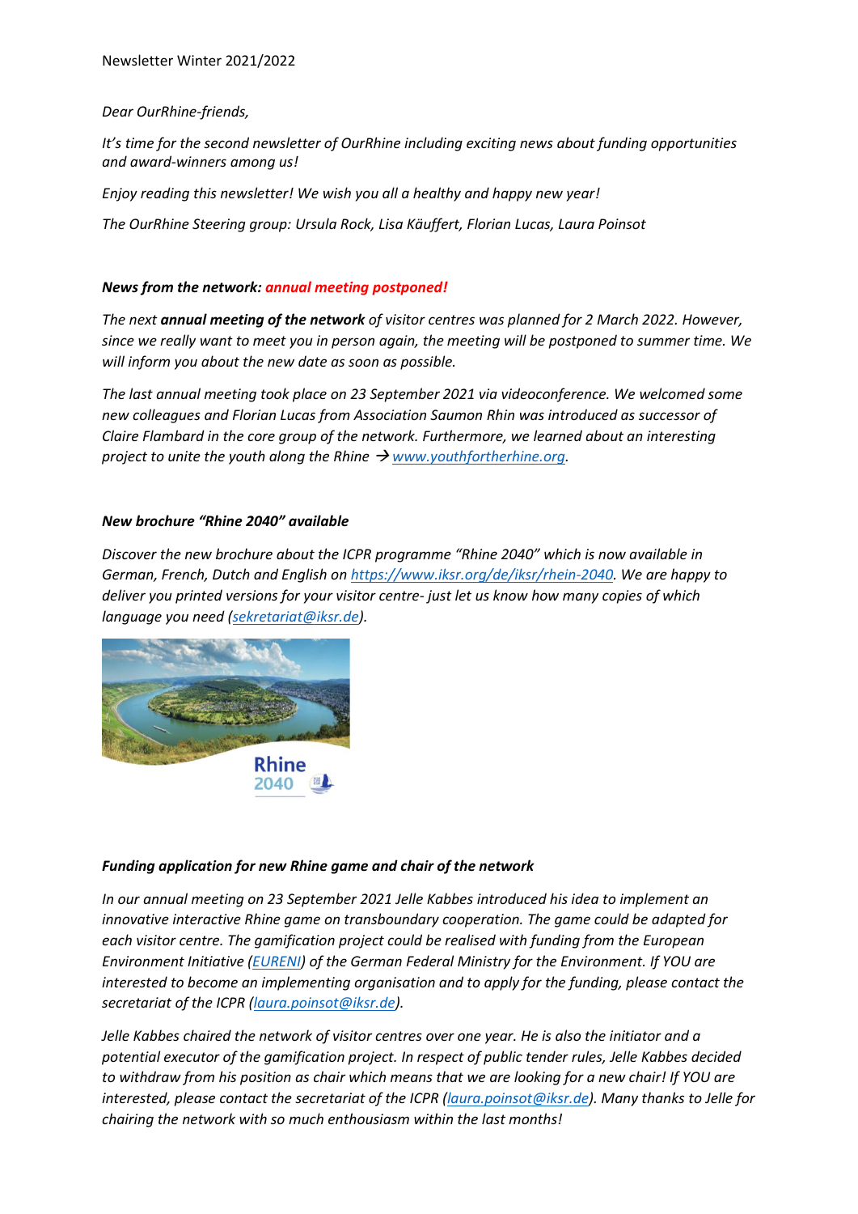Newsletter Winter 2021/2022

*Dear OurRhine-friends,*

*It's time for the second newsletter of OurRhine including exciting news about funding opportunities and award-winners among us!*

*Enjoy reading this newsletter! We wish you all a healthy and happy new year!*

*The OurRhine Steering group: Ursula Rock, Lisa Käuffert, Florian Lucas, Laura Poinsot*

***News from the network: annual meeting postponed!***

*The next **annual meeting of the network** of visitor centres was planned for 2 March 2022. However, since we really want to meet you in person again, the meeting will be postponed to summer time. We will inform you about the new date as soon as possible.*

*The last annual meeting took place on 23 September 2021 via videoconference. We welcomed some new colleagues and Florian Lucas from Association Saumon Rhin was introduced as successor of Claire Flambard in the core group of the network. Furthermore, we learned about an interesting project to unite the youth along the Rhine → www.youthfortherhine.org.*

***New brochure "Rhine 2040" available***

*Discover the new brochure about the ICPR programme "Rhine 2040" which is now available in German, French, Dutch and English on https://www.iksr.org/de/iksr/rhein-2040. We are happy to deliver you printed versions for your visitor centre- just let us know how many copies of which language you need (sekretariat@iksr.de).*

***Funding application for new Rhine game and chair of the network***

*In our annual meeting on 23 September 2021 Jelle Kabbes introduced his idea to implement an innovative interactive Rhine game on transboundary cooperation. The game could be adapted for each visitor centre. The gamification project could be realised with funding from the European Environment Initiative (EURENI) of the German Federal Ministry for the Environment. If YOU are interested to become an implementing organisation and to apply for the funding, please contact the secretariat of the ICPR (laura.poinsot@iksr.de).*

*Jelle Kabbes chaired the network of visitor centres over one year. He is also the initiator and a potential executor of the gamification project. In respect of public tender rules, Jelle Kabbes decided to withdraw from his position as chair which means that we are looking for a new chair! If YOU are interested, please contact the secretariat of the ICPR (laura.poinsot@iksr.de). Many thanks to Jelle for chairing the network with so much enthousiasm within the last months!*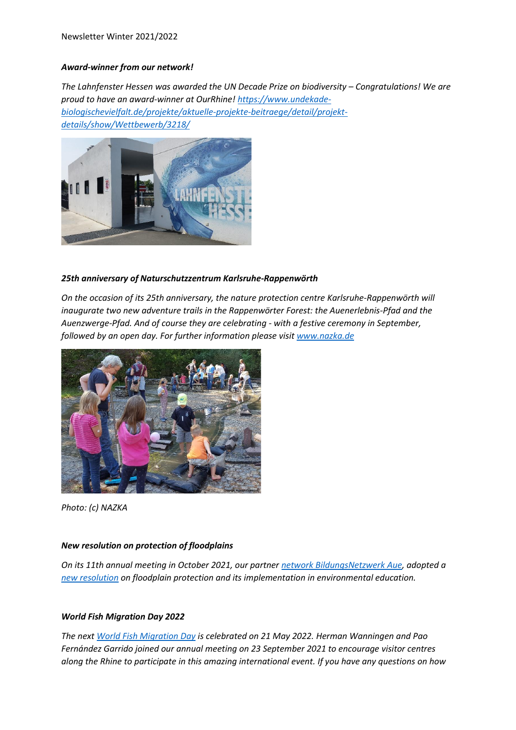### *Award-winner from our network!*

*The Lahnfenster Hessen was awarded the UN Decade Prize on biodiversity – Congratulations! We are proud to have an award-winner at OurRhine!* [*https://www.undekade-biologischevielfalt.de/projekte/aktuelle-projekte-beitraege/detail/projekt-details/show/Wettbewerb/3218/*](https://www.undekade-biologischevielfalt.de/projekte/aktuelle-projekte-beitraege/detail/projekt-details/show/Wettbewerb/3218/)

### *25th anniversary of Naturschutzzentrum Karlsruhe-Rappenwörth*

*On the occasion of its 25th anniversary, the nature protection centre Karlsruhe-Rappenwörth will inaugurate two new adventure trails in the Rappenwörter Forest: the Auenerlebnis-Pfad and the Auenzwerge-Pfad. And of course they are celebrating - with a festive ceremony in September, followed by an open day. For further information please visit* [*www.nazka.de*](http://www.nazka.de)

*Photo: (c) NAZKA*

### *New resolution on protection of floodplains*

*On its 11th annual meeting in October 2021, our partner* *network BildungsNetzwerk Aue**, adopted a* *new resolution* *on floodplain protection and its implementation in environmental education.*

### *World Fish Migration Day 2022*

*The next* *World Fish Migration Day* *is celebrated on 21 May 2022. Herman Wanningen and Pao Fernández Garrido joined our annual meeting on 23 September 2021 to encourage visitor centres along the Rhine to participate in this amazing international event. If you have any questions on how*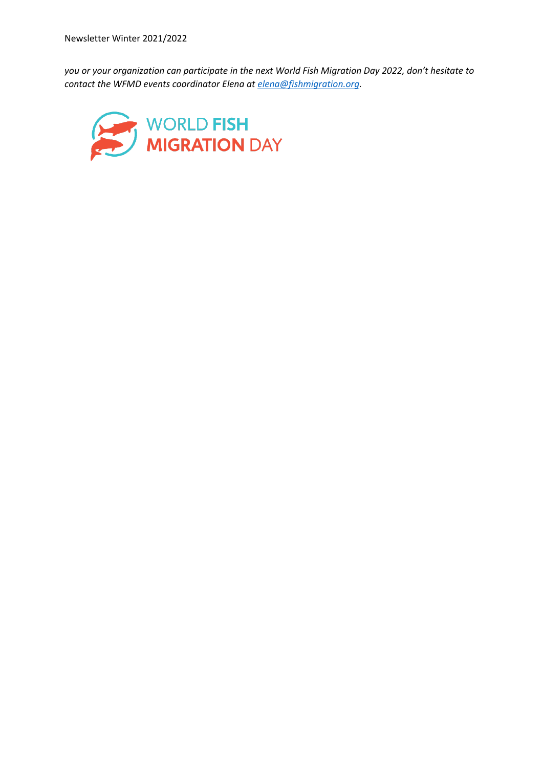*you or your organization can participate in the next World Fish Migration Day 2022, don't hesitate to contact the WFMD events coordinator Elena at [elena@fishmigration.org](mailto:elena@fishmigration.org).*

WORLD FISH MIGRATION DAY